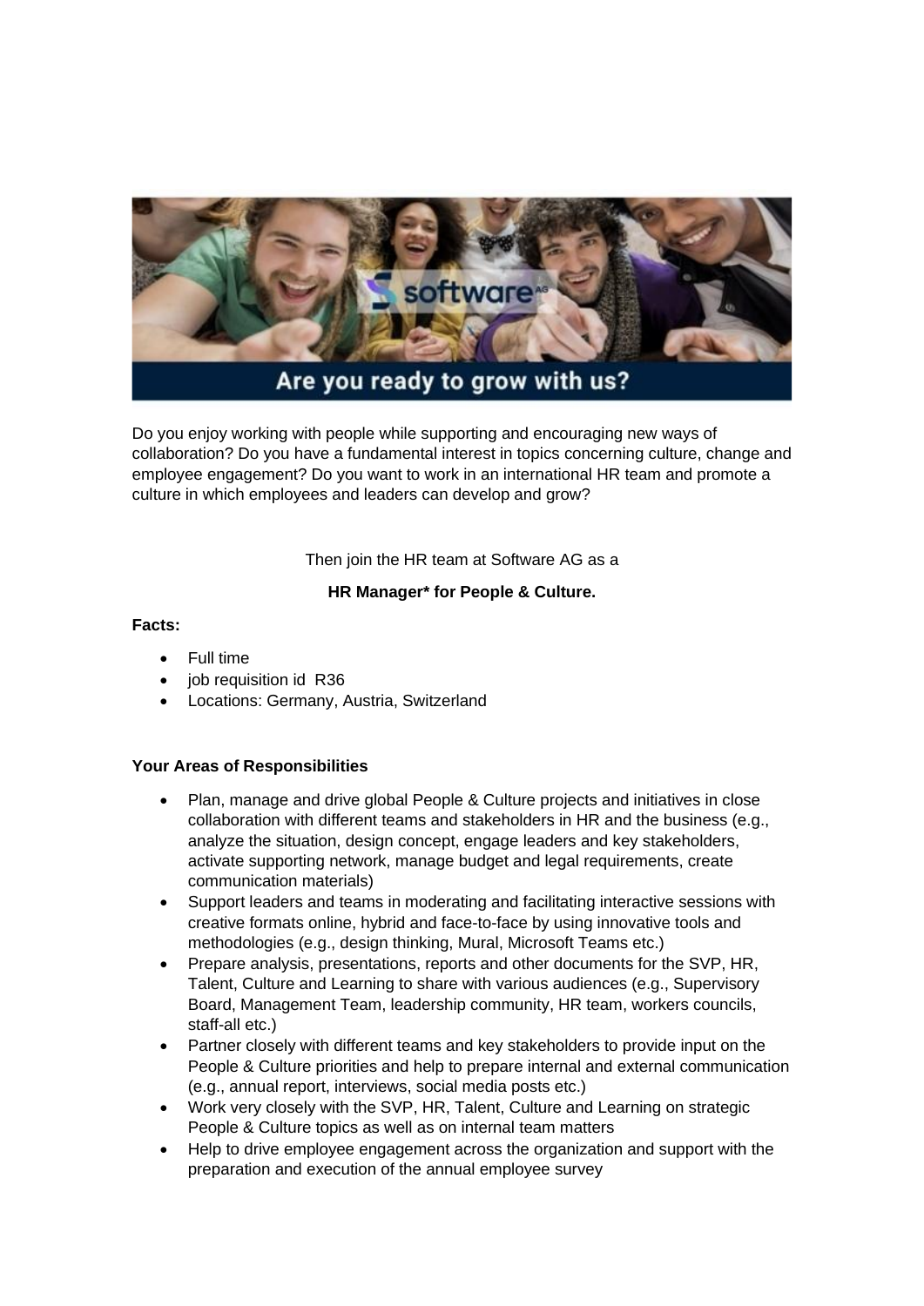Do you enjoy working with people while supporting and encouraging new ways of collaboration? Do you have a fundamental interest in topics concerning culture, change and employee engagement? Do you want to work in an international HR team and promote a culture in which employees and leaders can develop and grow?

Then join the HR team at Software AG as a

**HR Manager* for People & Culture.**

**Facts:**

- Full time
- job requisition id R36
- Locations: Germany, Austria, Switzerland

**Your Areas of Responsibilities**

- Plan, manage and drive global People & Culture projects and initiatives in close collaboration with different teams and stakeholders in HR and the business (e.g., analyze the situation, design concept, engage leaders and key stakeholders, activate supporting network, manage budget and legal requirements, create communication materials)
- Support leaders and teams in moderating and facilitating interactive sessions with creative formats online, hybrid and face-to-face by using innovative tools and methodologies (e.g., design thinking, Mural, Microsoft Teams etc.)
- Prepare analysis, presentations, reports and other documents for the SVP, HR, Talent, Culture and Learning to share with various audiences (e.g., Supervisory Board, Management Team, leadership community, HR team, workers councils, staff-all etc.)
- Partner closely with different teams and key stakeholders to provide input on the People & Culture priorities and help to prepare internal and external communication (e.g., annual report, interviews, social media posts etc.)
- Work very closely with the SVP, HR, Talent, Culture and Learning on strategic People & Culture topics as well as on internal team matters
- Help to drive employee engagement across the organization and support with the preparation and execution of the annual employee survey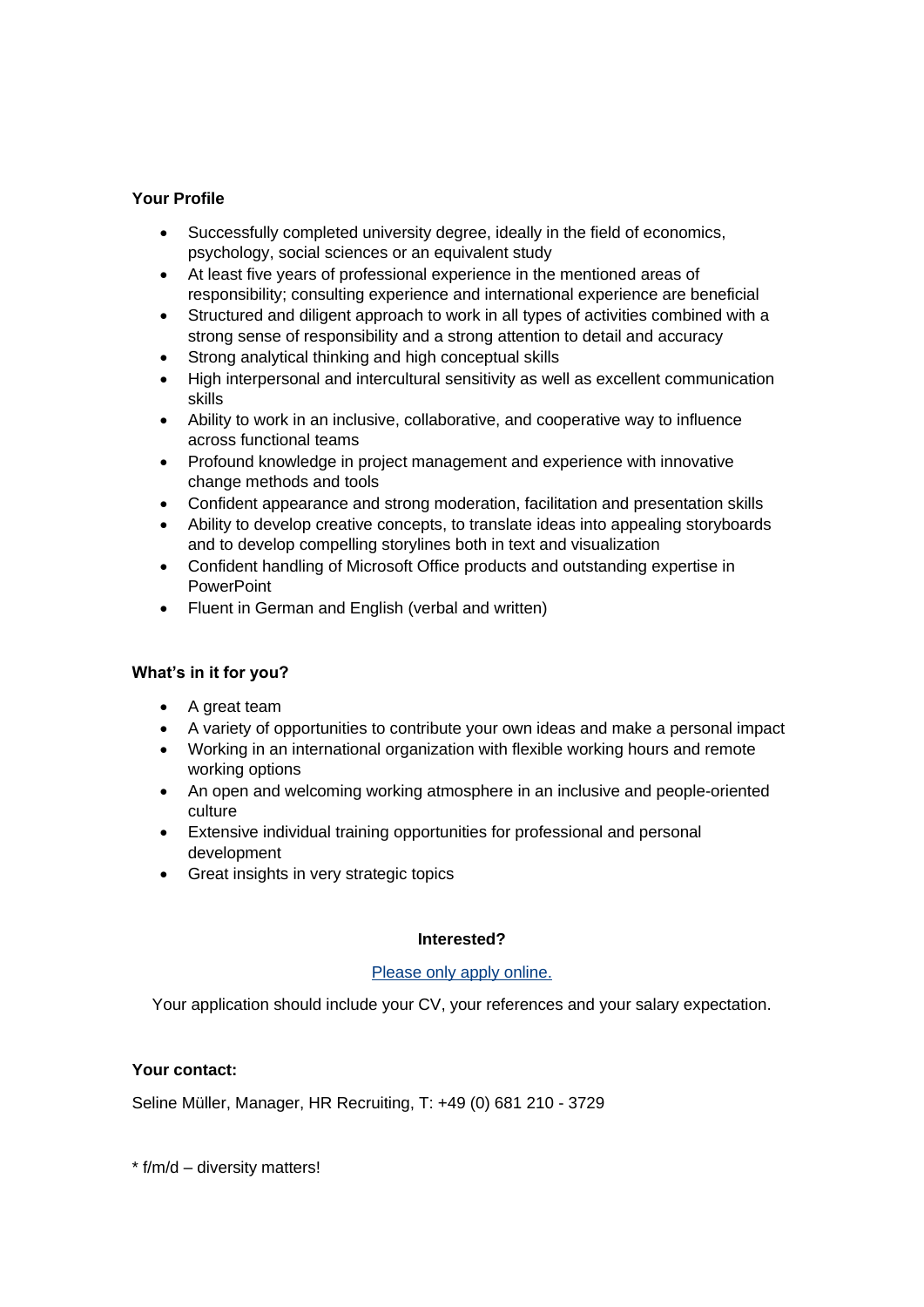**Your Profile**

- Successfully completed university degree, ideally in the field of economics, psychology, social sciences or an equivalent study
- At least five years of professional experience in the mentioned areas of responsibility; consulting experience and international experience are beneficial
- Structured and diligent approach to work in all types of activities combined with a strong sense of responsibility and a strong attention to detail and accuracy
- Strong analytical thinking and high conceptual skills
- High interpersonal and intercultural sensitivity as well as excellent communication skills
- Ability to work in an inclusive, collaborative, and cooperative way to influence across functional teams
- Profound knowledge in project management and experience with innovative change methods and tools
- Confident appearance and strong moderation, facilitation and presentation skills
- Ability to develop creative concepts, to translate ideas into appealing storyboards and to develop compelling storylines both in text and visualization
- Confident handling of Microsoft Office products and outstanding expertise in PowerPoint
- Fluent in German and English (verbal and written)

**What's in it for you?**

- A great team
- A variety of opportunities to contribute your own ideas and make a personal impact
- Working in an international organization with flexible working hours and remote working options
- An open and welcoming working atmosphere in an inclusive and people-oriented culture
- Extensive individual training opportunities for professional and personal development
- Great insights in very strategic topics

**Interested?**

Please only apply online.

Your application should include your CV, your references and your salary expectation.

**Your contact:**

Seline Müller, Manager, HR Recruiting, T: +49 (0) 681 210 - 3729

* f/m/d – diversity matters!